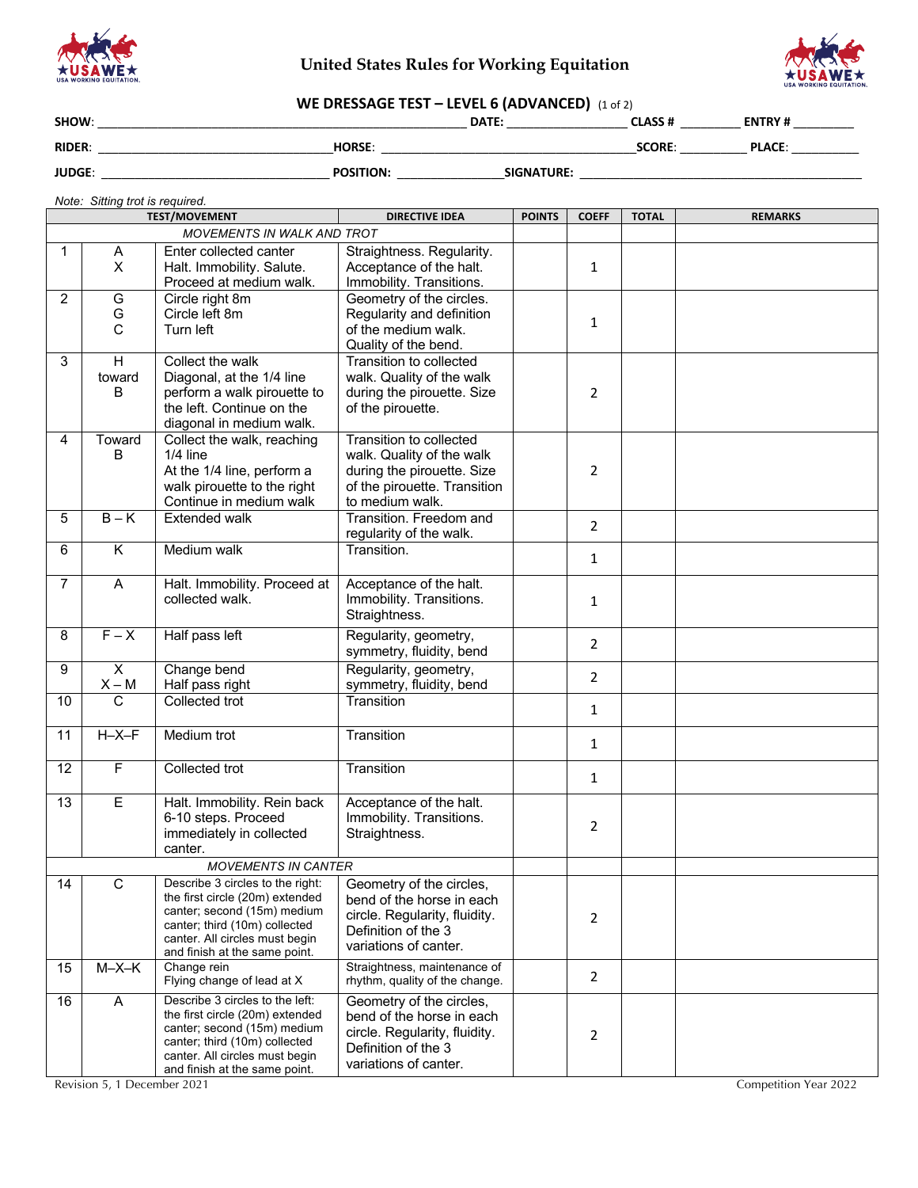# United States Rules for Working Equitation

## WE DRESSAGE TEST – LEVEL 6 (ADVANCED) (1 of 2)

**SHOW**: ______________________ **DATE**: __________ **CLASS #** ________ **ENTRY #** ________

**RIDER**: ______________________ **HORSE**: ______________________ **SCORE**: ________ **PLACE**: ________

**JUDGE**: ______________________ **POSITION**: __________ **SIGNATURE**: ______________________

*Note: Sitting trot is required.*

| TEST/MOVEMENT | | | DIRECTIVE IDEA | POINTS | COEFF | TOTAL | REMARKS |
|---|---|---|---|---|---|---|---|
| *MOVEMENTS IN WALK AND TROT* | | | | | | | |
| 1 | A<br>X | Enter collected canter<br>Halt. Immobility. Salute.<br>Proceed at medium walk. | Straightness. Regularity. Acceptance of the halt. Immobility. Transitions. | | 1 | | |
| 2 | G<br>G<br>C | Circle right 8m<br>Circle left 8m<br>Turn left | Geometry of the circles. Regularity and definition of the medium walk. Quality of the bend. | | 1 | | |
| 3 | H<br>toward<br>B | Collect the walk<br>Diagonal, at the 1/4 line perform a walk pirouette to the left. Continue on the diagonal in medium walk. | Transition to collected walk. Quality of the walk during the pirouette. Size of the pirouette. | | 2 | | |
| 4 | Toward<br>B | Collect the walk, reaching 1/4 line<br>At the 1/4 line, perform a walk pirouette to the right<br>Continue in medium walk | Transition to collected walk. Quality of the walk during the pirouette. Size of the pirouette. Transition to medium walk. | | 2 | | |
| 5 | B – K | Extended walk | Transition. Freedom and regularity of the walk. | | 2 | | |
| 6 | K | Medium walk | Transition. | | 1 | | |
| 7 | A | Halt. Immobility. Proceed at collected walk. | Acceptance of the halt. Immobility. Transitions. Straightness. | | 1 | | |
| 8 | F – X | Half pass left | Regularity, geometry, symmetry, fluidity, bend | | 2 | | |
| 9 | X<br>X – M | Change bend<br>Half pass right | Regularity, geometry, symmetry, fluidity, bend | | 2 | | |
| 10 | C | Collected trot | Transition | | 1 | | |
| 11 | H–X–F | Medium trot | Transition | | 1 | | |
| 12 | F | Collected trot | Transition | | 1 | | |
| 13 | E | Halt. Immobility. Rein back 6-10 steps. Proceed immediately in collected canter. | Acceptance of the halt. Immobility. Transitions. Straightness. | | 2 | | |
| *MOVEMENTS IN CANTER* | | | | | | | |
| 14 | C | Describe 3 circles to the right: the first circle (20m) extended canter; second (15m) medium canter; third (10m) collected canter. All circles must begin and finish at the same point. | Geometry of the circles, bend of the horse in each circle. Regularity, fluidity. Definition of the 3 variations of canter. | | 2 | | |
| 15 | M–X–K | Change rein<br>Flying change of lead at X | Straightness, maintenance of rhythm, quality of the change. | | 2 | | |
| 16 | A | Describe 3 circles to the left: the first circle (20m) extended canter; second (15m) medium canter; third (10m) collected canter. All circles must begin and finish at the same point. | Geometry of the circles, bend of the horse in each circle. Regularity, fluidity. Definition of the 3 variations of canter. | | 2 | | |

Revision 5, 1 December 2021 — Competition Year 2022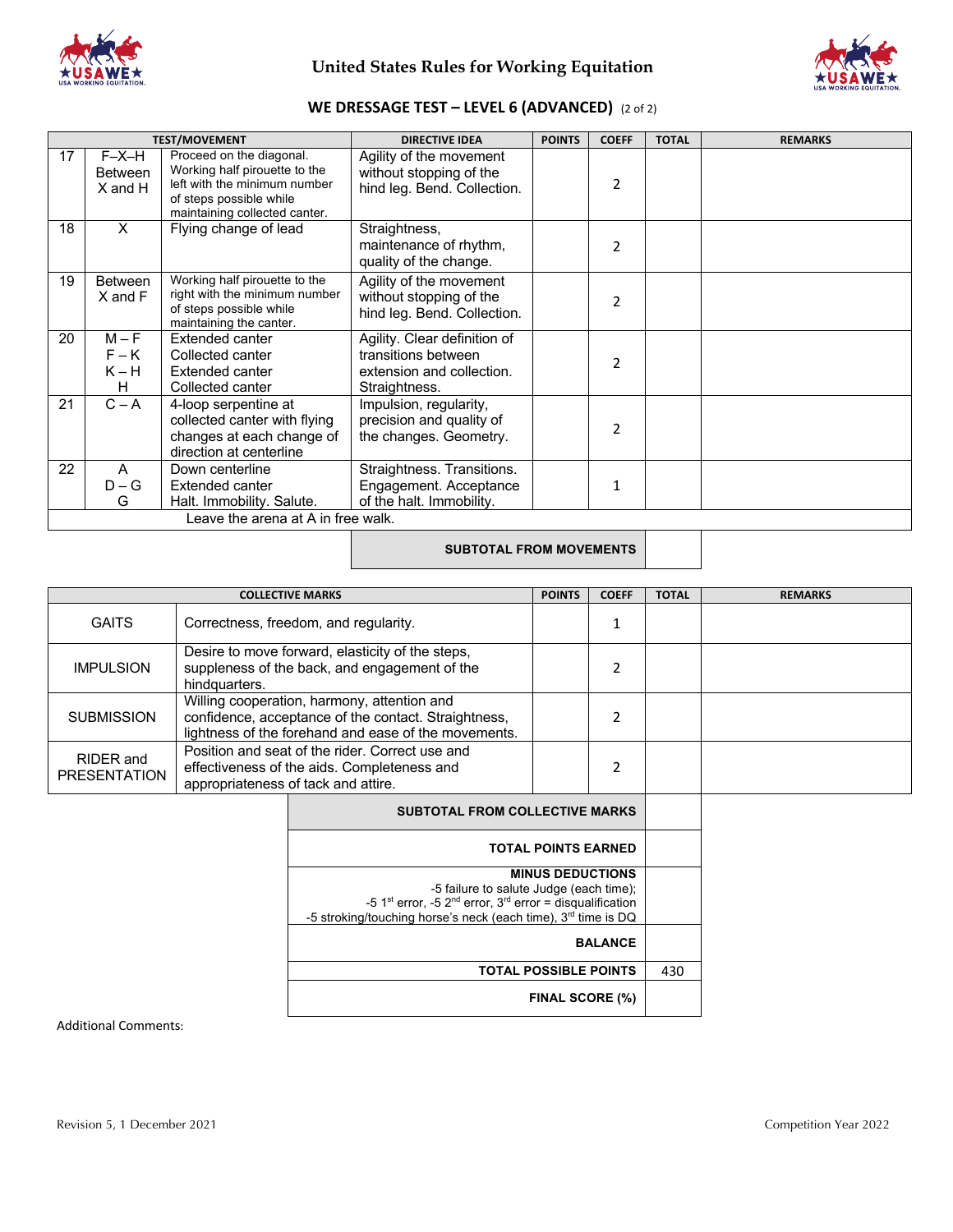# United States Rules for Working Equitation

## WE DRESSAGE TEST – LEVEL 6 (ADVANCED) (2 of 2)

| TEST/MOVEMENT | | | DIRECTIVE IDEA | POINTS | COEFF | TOTAL | REMARKS |
|---|---|---|---|---|---|---|---|
| 17 | F–X–H Between X and H | Proceed on the diagonal. Working half pirouette to the left with the minimum number of steps possible while maintaining collected canter. | Agility of the movement without stopping of the hind leg. Bend. Collection. | | 2 | | |
| 18 | X | Flying change of lead | Straightness, maintenance of rhythm, quality of the change. | | 2 | | |
| 19 | Between X and F | Working half pirouette to the right with the minimum number of steps possible while maintaining the canter. | Agility of the movement without stopping of the hind leg. Bend. Collection. | | 2 | | |
| 20 | M – F F – K K – H H | Extended canter Collected canter Extended canter Collected canter | Agility. Clear definition of transitions between extension and collection. Straightness. | | 2 | | |
| 21 | C – A | 4-loop serpentine at collected canter with flying changes at each change of direction at centerline | Impulsion, regularity, precision and quality of the changes. Geometry. | | 2 | | |
| 22 | A D – G G | Down centerline Extended canter Halt. Immobility. Salute. | Straightness. Transitions. Engagement. Acceptance of the halt. Immobility. | | 1 | | |
| Leave the arena at A in free walk. | | | | | | | |
| | | | **SUBTOTAL FROM MOVEMENTS** | | | | |

| COLLECTIVE MARKS | | POINTS | COEFF | TOTAL | REMARKS |
|---|---|---|---|---|---|
| GAITS | Correctness, freedom, and regularity. | | 1 | | |
| IMPULSION | Desire to move forward, elasticity of the steps, suppleness of the back, and engagement of the hindquarters. | | 2 | | |
| SUBMISSION | Willing cooperation, harmony, attention and confidence, acceptance of the contact. Straightness, lightness of the forehand and ease of the movements. | | 2 | | |
| RIDER and PRESENTATION | Position and seat of the rider. Correct use and effectiveness of the aids. Completeness and appropriateness of tack and attire. | | 2 | | |

| | |
|---|---|
| **SUBTOTAL FROM COLLECTIVE MARKS** | |
| **TOTAL POINTS EARNED** | |
| **MINUS DEDUCTIONS** -5 failure to salute Judge (each time); -5 1st error, -5 2nd error, 3rd error = disqualification -5 stroking/touching horse's neck (each time), 3rd time is DQ | |
| **BALANCE** | |
| **TOTAL POSSIBLE POINTS** | 430 |
| **FINAL SCORE (%)** | |

Additional Comments:

Revision 5, 1 December 2021 Competition Year 2022